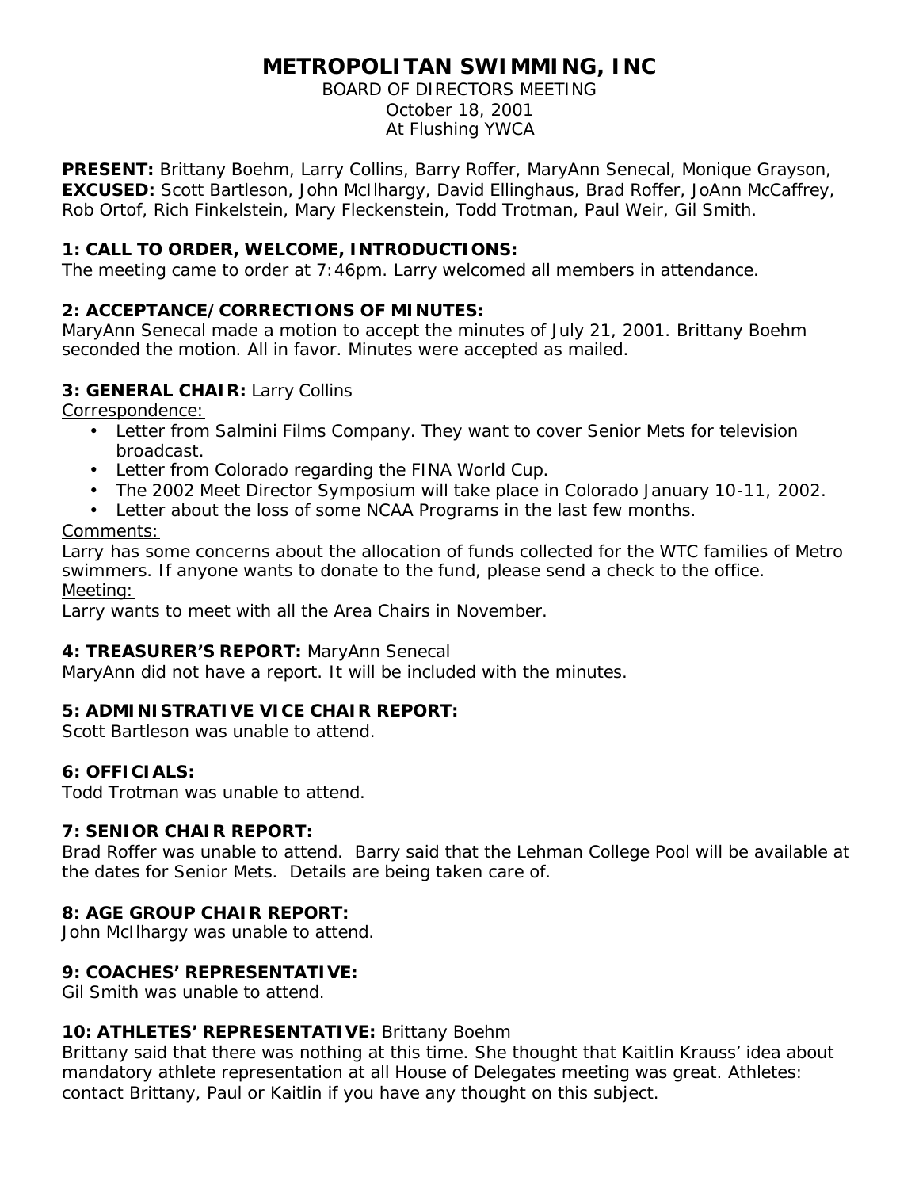# METROPOLITAN SWIMMING, INC

BOARD OF DIRECTORS MEETING
October 18, 2001
At Flushing YWCA

**PRESENT:** Brittany Boehm, Larry Collins, Barry Roffer, MaryAnn Senecal, Monique Grayson,
**EXCUSED:** Scott Bartleson, John McIlhargy, David Ellinghaus, Brad Roffer, JoAnn McCaffrey, Rob Ortof, Rich Finkelstein, Mary Fleckenstein, Todd Trotman, Paul Weir, Gil Smith.

### 1: CALL TO ORDER, WELCOME, INTRODUCTIONS:

The meeting came to order at 7:46pm. Larry welcomed all members in attendance.

### 2: ACCEPTANCE/CORRECTIONS OF MINUTES:

MaryAnn Senecal made a motion to accept the minutes of July 21, 2001. Brittany Boehm seconded the motion. All in favor. Minutes were accepted as mailed.

### 3: GENERAL CHAIR: Larry Collins

Correspondence:

- Letter from Salmini Films Company. They want to cover Senior Mets for television broadcast.
- Letter from Colorado regarding the FINA World Cup.
- The 2002 Meet Director Symposium will take place in Colorado January 10-11, 2002.
- Letter about the loss of some NCAA Programs in the last few months.

Comments:

Larry has some concerns about the allocation of funds collected for the WTC families of Metro swimmers. If anyone wants to donate to the fund, please send a check to the office.

Meeting:

Larry wants to meet with all the Area Chairs in November.

### 4: TREASURER'S REPORT: MaryAnn Senecal

MaryAnn did not have a report. It will be included with the minutes.

### 5: ADMINISTRATIVE VICE CHAIR REPORT:

Scott Bartleson was unable to attend.

### 6: OFFICIALS:

Todd Trotman was unable to attend.

### 7: SENIOR CHAIR REPORT:

Brad Roffer was unable to attend. Barry said that the Lehman College Pool will be available at the dates for Senior Mets. Details are being taken care of.

### 8: AGE GROUP CHAIR REPORT:

John McIlhargy was unable to attend.

### 9: COACHES' REPRESENTATIVE:

Gil Smith was unable to attend.

### 10: ATHLETES' REPRESENTATIVE: Brittany Boehm

Brittany said that there was nothing at this time. She thought that Kaitlin Krauss' idea about mandatory athlete representation at all House of Delegates meeting was great. Athletes: contact Brittany, Paul or Kaitlin if you have any thought on this subject.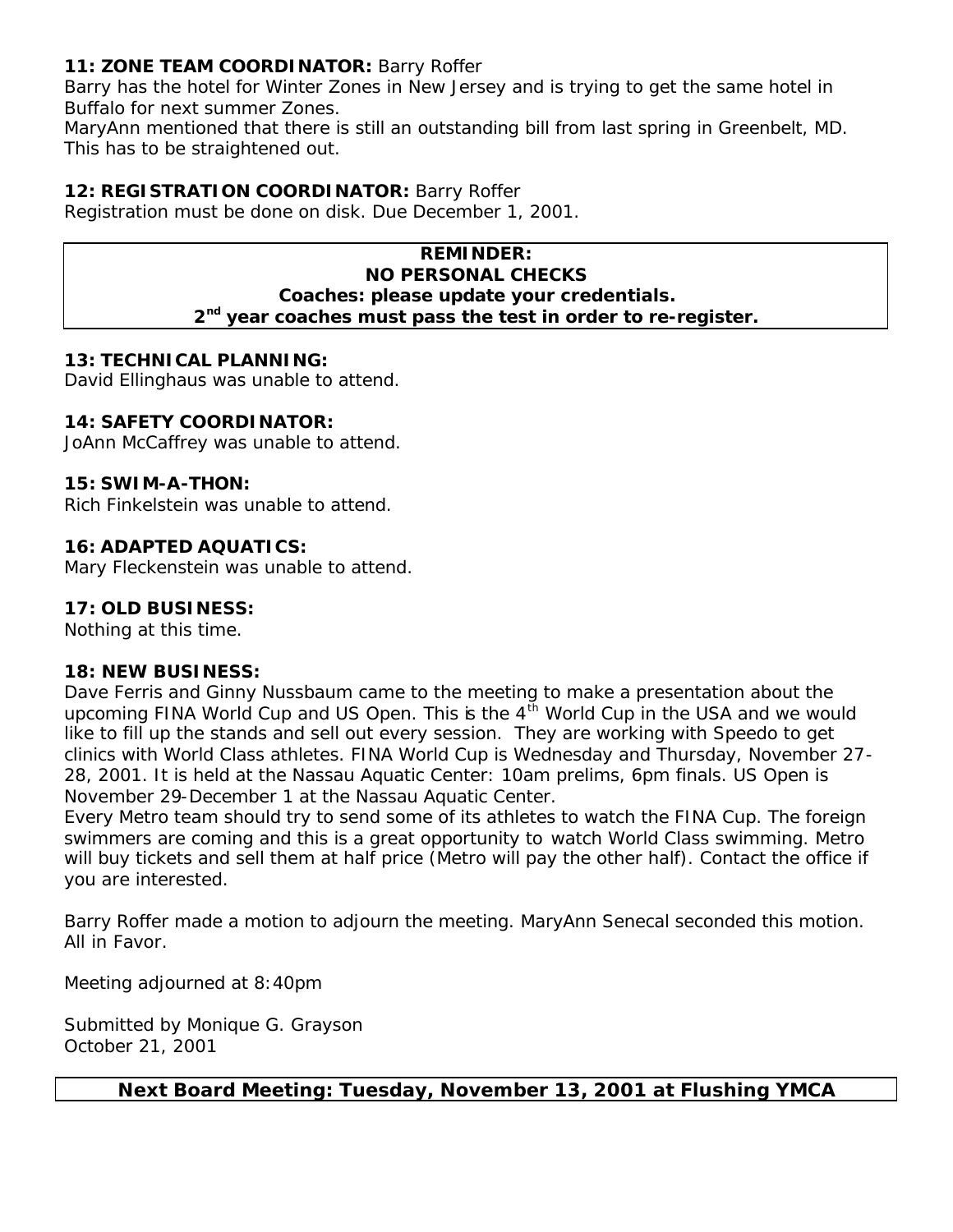**11: ZONE TEAM COORDINATOR:** Barry Roffer

Barry has the hotel for Winter Zones in New Jersey and is trying to get the same hotel in Buffalo for next summer Zones.

MaryAnn mentioned that there is still an outstanding bill from last spring in Greenbelt, MD. This has to be straightened out.

**12: REGISTRATION COORDINATOR:** Barry Roffer

Registration must be done on disk. Due December 1, 2001.

**REMINDER:**
**NO PERSONAL CHECKS**
**Coaches: please update your credentials.**
**2nd year coaches must pass the test in order to re-register.**

**13: TECHNICAL PLANNING:**

David Ellinghaus was unable to attend.

**14: SAFETY COORDINATOR:**

JoAnn McCaffrey was unable to attend.

**15: SWIM-A-THON:**

Rich Finkelstein was unable to attend.

**16: ADAPTED AQUATICS:**

Mary Fleckenstein was unable to attend.

**17: OLD BUSINESS:**

Nothing at this time.

**18: NEW BUSINESS:**

Dave Ferris and Ginny Nussbaum came to the meeting to make a presentation about the upcoming FINA World Cup and US Open. This is the 4th World Cup in the USA and we would like to fill up the stands and sell out every session. They are working with Speedo to get clinics with World Class athletes. FINA World Cup is Wednesday and Thursday, November 27-28, 2001. It is held at the Nassau Aquatic Center: 10am prelims, 6pm finals. US Open is November 29-December 1 at the Nassau Aquatic Center.

Every Metro team should try to send some of its athletes to watch the FINA Cup. The foreign swimmers are coming and this is a great opportunity to watch World Class swimming. Metro will buy tickets and sell them at half price (Metro will pay the other half). Contact the office if you are interested.

Barry Roffer made a motion to adjourn the meeting. MaryAnn Senecal seconded this motion. All in Favor.

Meeting adjourned at 8:40pm

Submitted by Monique G. Grayson
October 21, 2001

**Next Board Meeting: Tuesday, November 13, 2001 at Flushing YMCA**